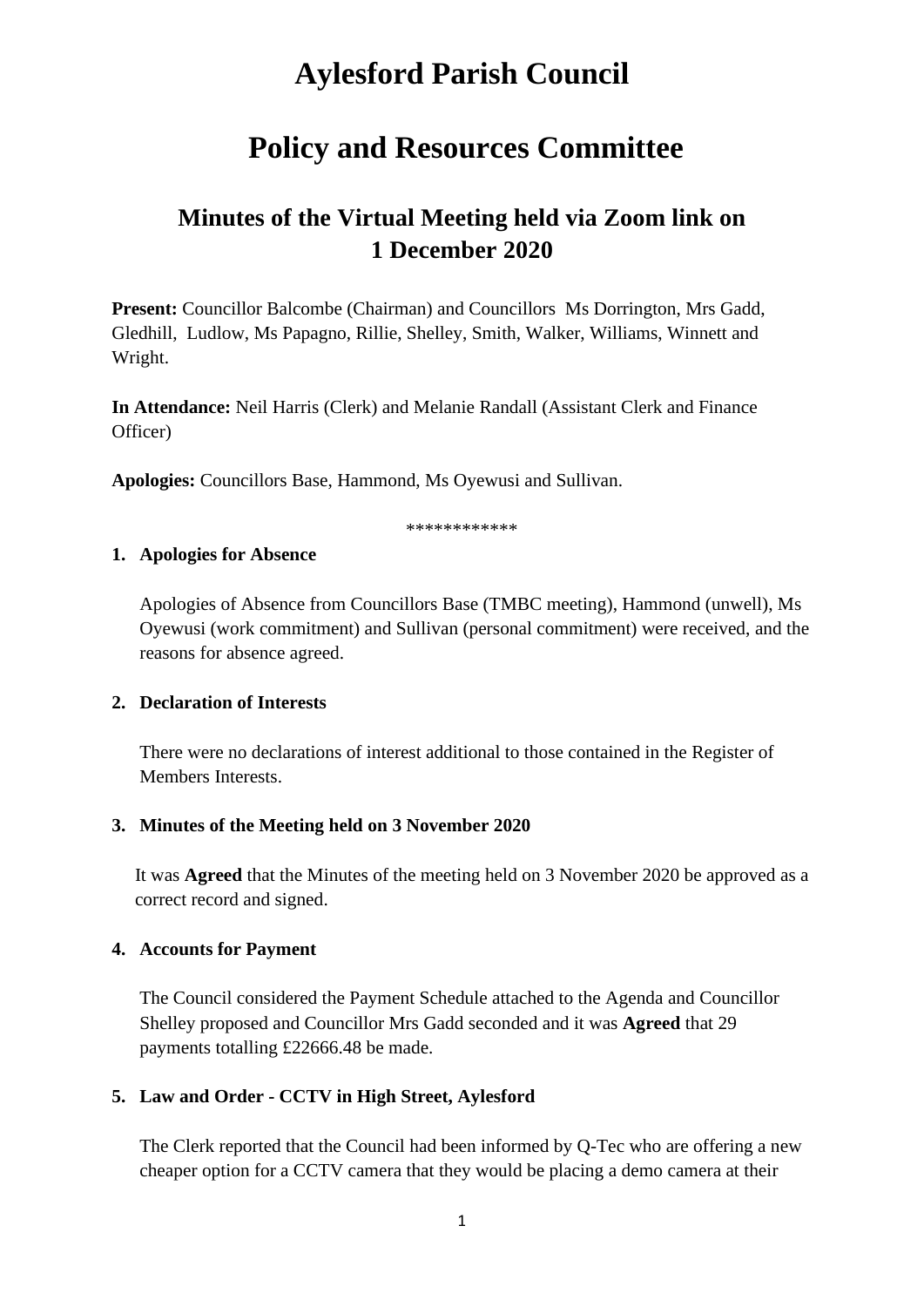# Aylesford Parish Council

# Policy and Resources Committee

## Minutes of the Virtual Meeting held via Zoom link on 1 December 2020

**Present:** Councillor Balcombe (Chairman) and Councillors Ms Dorrington, Mrs Gadd, Gledhill, Ludlow, Ms Papagno, Rillie, Shelley, Smith, Walker, Williams, Winnett and Wright.

**In Attendance:** Neil Harris (Clerk) and Melanie Randall (Assistant Clerk and Finance Officer)

**Apologies:** Councillors Base, Hammond, Ms Oyewusi and Sullivan.

************

**1. Apologies for Absence**

Apologies of Absence from Councillors Base (TMBC meeting), Hammond (unwell), Ms Oyewusi (work commitment) and Sullivan (personal commitment) were received, and the reasons for absence agreed.

**2. Declaration of Interests**

There were no declarations of interest additional to those contained in the Register of Members Interests.

**3. Minutes of the Meeting held on 3 November 2020**

It was **Agreed** that the Minutes of the meeting held on 3 November 2020 be approved as a correct record and signed.

**4. Accounts for Payment**

The Council considered the Payment Schedule attached to the Agenda and Councillor Shelley proposed and Councillor Mrs Gadd seconded and it was **Agreed** that 29 payments totalling £22666.48 be made.

**5. Law and Order - CCTV in High Street, Aylesford**

The Clerk reported that the Council had been informed by Q-Tec who are offering a new cheaper option for a CCTV camera that they would be placing a demo camera at their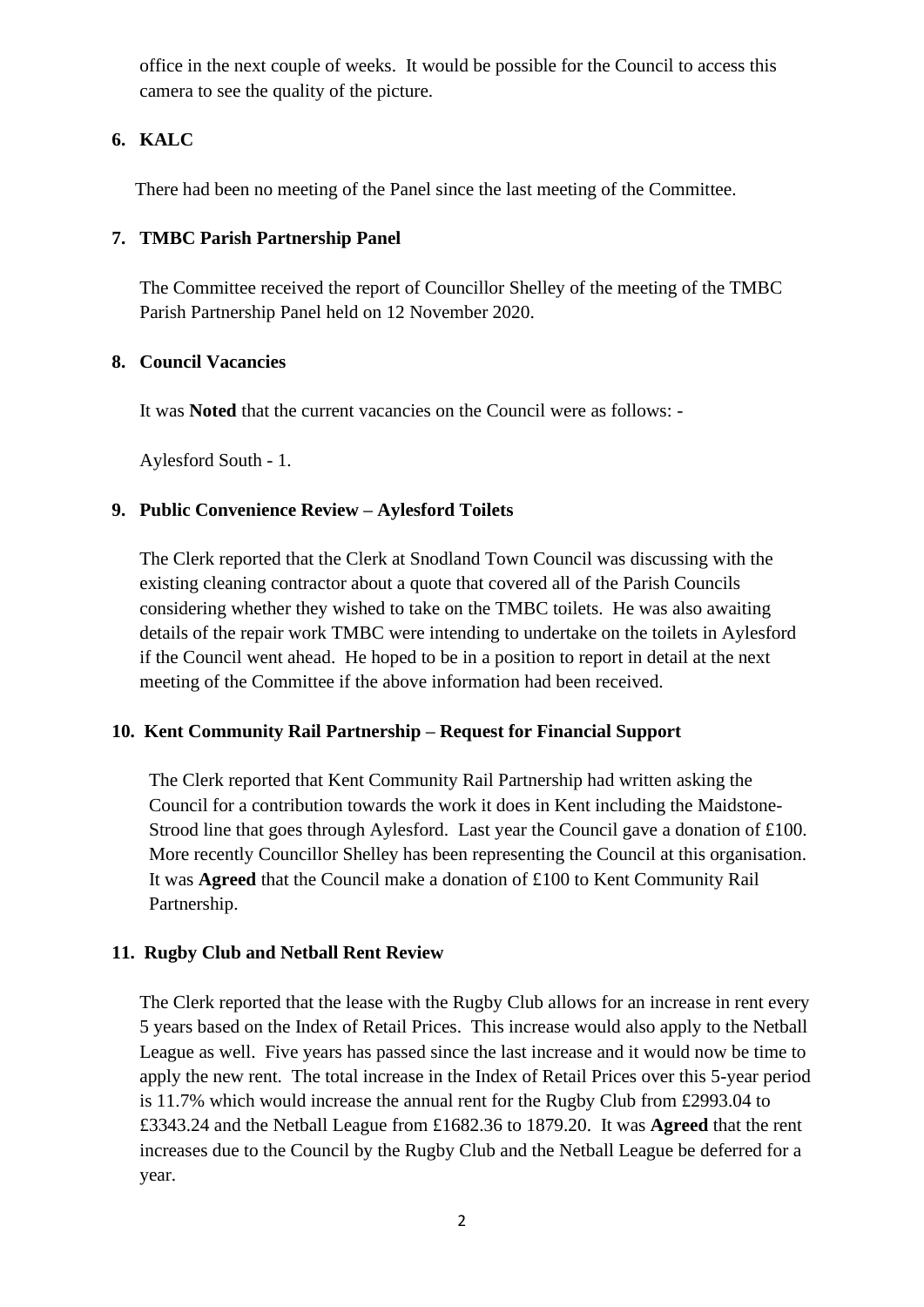office in the next couple of weeks. It would be possible for the Council to access this camera to see the quality of the picture.

**6. KALC**

There had been no meeting of the Panel since the last meeting of the Committee.

**7. TMBC Parish Partnership Panel**

The Committee received the report of Councillor Shelley of the meeting of the TMBC Parish Partnership Panel held on 12 November 2020.

**8. Council Vacancies**

It was **Noted** that the current vacancies on the Council were as follows: -

Aylesford South - 1.

**9. Public Convenience Review – Aylesford Toilets**

The Clerk reported that the Clerk at Snodland Town Council was discussing with the existing cleaning contractor about a quote that covered all of the Parish Councils considering whether they wished to take on the TMBC toilets. He was also awaiting details of the repair work TMBC were intending to undertake on the toilets in Aylesford if the Council went ahead. He hoped to be in a position to report in detail at the next meeting of the Committee if the above information had been received.

**10. Kent Community Rail Partnership – Request for Financial Support**

The Clerk reported that Kent Community Rail Partnership had written asking the Council for a contribution towards the work it does in Kent including the Maidstone-Strood line that goes through Aylesford. Last year the Council gave a donation of £100. More recently Councillor Shelley has been representing the Council at this organisation. It was **Agreed** that the Council make a donation of £100 to Kent Community Rail Partnership.

**11. Rugby Club and Netball Rent Review**

The Clerk reported that the lease with the Rugby Club allows for an increase in rent every 5 years based on the Index of Retail Prices. This increase would also apply to the Netball League as well. Five years has passed since the last increase and it would now be time to apply the new rent. The total increase in the Index of Retail Prices over this 5-year period is 11.7% which would increase the annual rent for the Rugby Club from £2993.04 to £3343.24 and the Netball League from £1682.36 to 1879.20. It was **Agreed** that the rent increases due to the Council by the Rugby Club and the Netball League be deferred for a year.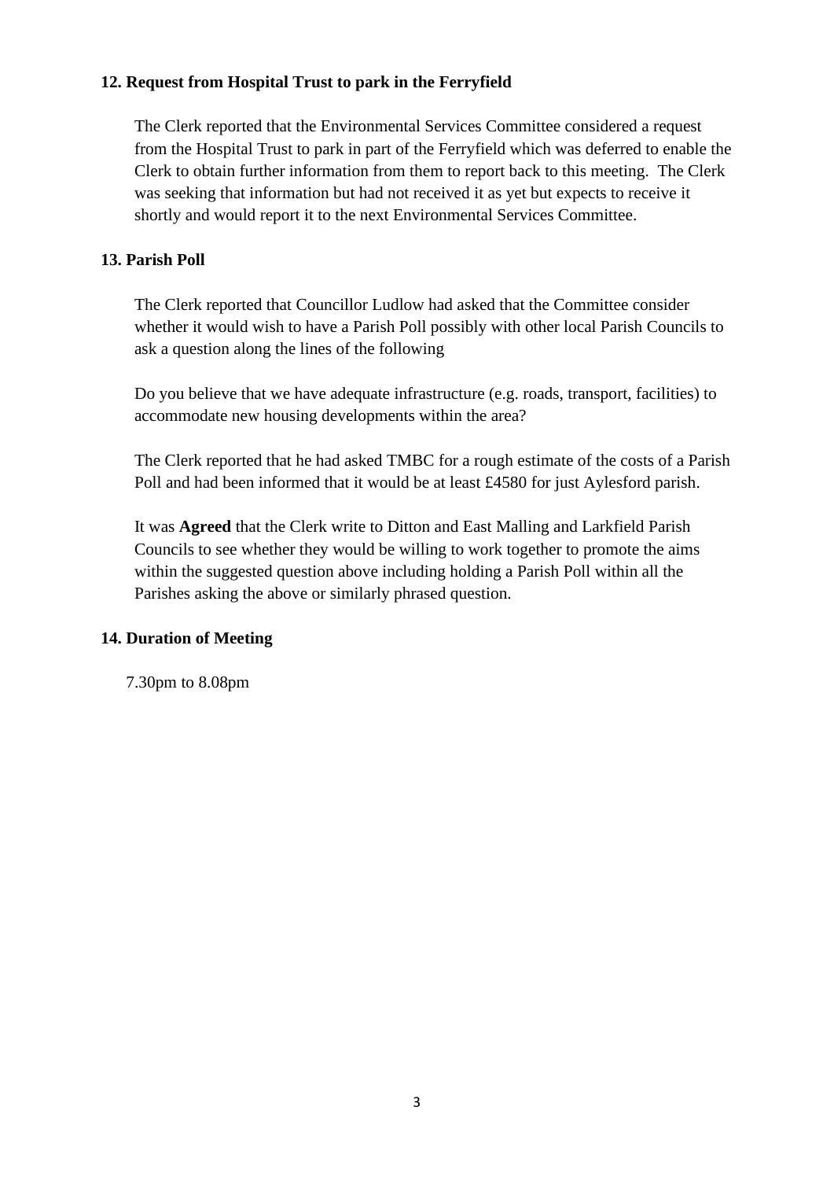**12. Request from Hospital Trust to park in the Ferryfield**

The Clerk reported that the Environmental Services Committee considered a request from the Hospital Trust to park in part of the Ferryfield which was deferred to enable the Clerk to obtain further information from them to report back to this meeting. The Clerk was seeking that information but had not received it as yet but expects to receive it shortly and would report it to the next Environmental Services Committee.

**13. Parish Poll**

The Clerk reported that Councillor Ludlow had asked that the Committee consider whether it would wish to have a Parish Poll possibly with other local Parish Councils to ask a question along the lines of the following

Do you believe that we have adequate infrastructure (e.g. roads, transport, facilities) to accommodate new housing developments within the area?

The Clerk reported that he had asked TMBC for a rough estimate of the costs of a Parish Poll and had been informed that it would be at least £4580 for just Aylesford parish.

It was **Agreed** that the Clerk write to Ditton and East Malling and Larkfield Parish Councils to see whether they would be willing to work together to promote the aims within the suggested question above including holding a Parish Poll within all the Parishes asking the above or similarly phrased question.

**14. Duration of Meeting**

7.30pm to 8.08pm